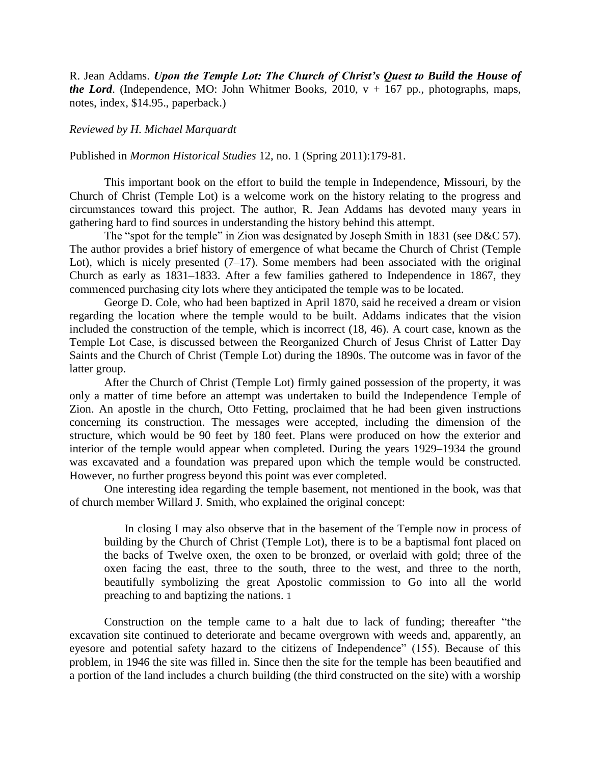R. Jean Addams. ***Upon the Temple Lot: The Church of Christ's Quest to Build the House of the Lord***. (Independence, MO: John Whitmer Books, 2010, v + 167 pp., photographs, maps, notes, index, $14.95., paperback.)

*Reviewed by H. Michael Marquardt*

Published in *Mormon Historical Studies* 12, no. 1 (Spring 2011):179-81.

This important book on the effort to build the temple in Independence, Missouri, by the Church of Christ (Temple Lot) is a welcome work on the history relating to the progress and circumstances toward this project. The author, R. Jean Addams has devoted many years in gathering hard to find sources in understanding the history behind this attempt.

The "spot for the temple" in Zion was designated by Joseph Smith in 1831 (see D&C 57). The author provides a brief history of emergence of what became the Church of Christ (Temple Lot), which is nicely presented (7–17). Some members had been associated with the original Church as early as 1831–1833. After a few families gathered to Independence in 1867, they commenced purchasing city lots where they anticipated the temple was to be located.

George D. Cole, who had been baptized in April 1870, said he received a dream or vision regarding the location where the temple would to be built. Addams indicates that the vision included the construction of the temple, which is incorrect (18, 46). A court case, known as the Temple Lot Case, is discussed between the Reorganized Church of Jesus Christ of Latter Day Saints and the Church of Christ (Temple Lot) during the 1890s. The outcome was in favor of the latter group.

After the Church of Christ (Temple Lot) firmly gained possession of the property, it was only a matter of time before an attempt was undertaken to build the Independence Temple of Zion. An apostle in the church, Otto Fetting, proclaimed that he had been given instructions concerning its construction. The messages were accepted, including the dimension of the structure, which would be 90 feet by 180 feet. Plans were produced on how the exterior and interior of the temple would appear when completed. During the years 1929–1934 the ground was excavated and a foundation was prepared upon which the temple would be constructed. However, no further progress beyond this point was ever completed.

One interesting idea regarding the temple basement, not mentioned in the book, was that of church member Willard J. Smith, who explained the original concept:

> In closing I may also observe that in the basement of the Temple now in process of building by the Church of Christ (Temple Lot), there is to be a baptismal font placed on the backs of Twelve oxen, the oxen to be bronzed, or overlaid with gold; three of the oxen facing the east, three to the south, three to the west, and three to the north, beautifully symbolizing the great Apostolic commission to Go into all the world preaching to and baptizing the nations. [1]

Construction on the temple came to a halt due to lack of funding; thereafter "the excavation site continued to deteriorate and became overgrown with weeds and, apparently, an eyesore and potential safety hazard to the citizens of Independence" (155). Because of this problem, in 1946 the site was filled in. Since then the site for the temple has been beautified and a portion of the land includes a church building (the third constructed on the site) with a worship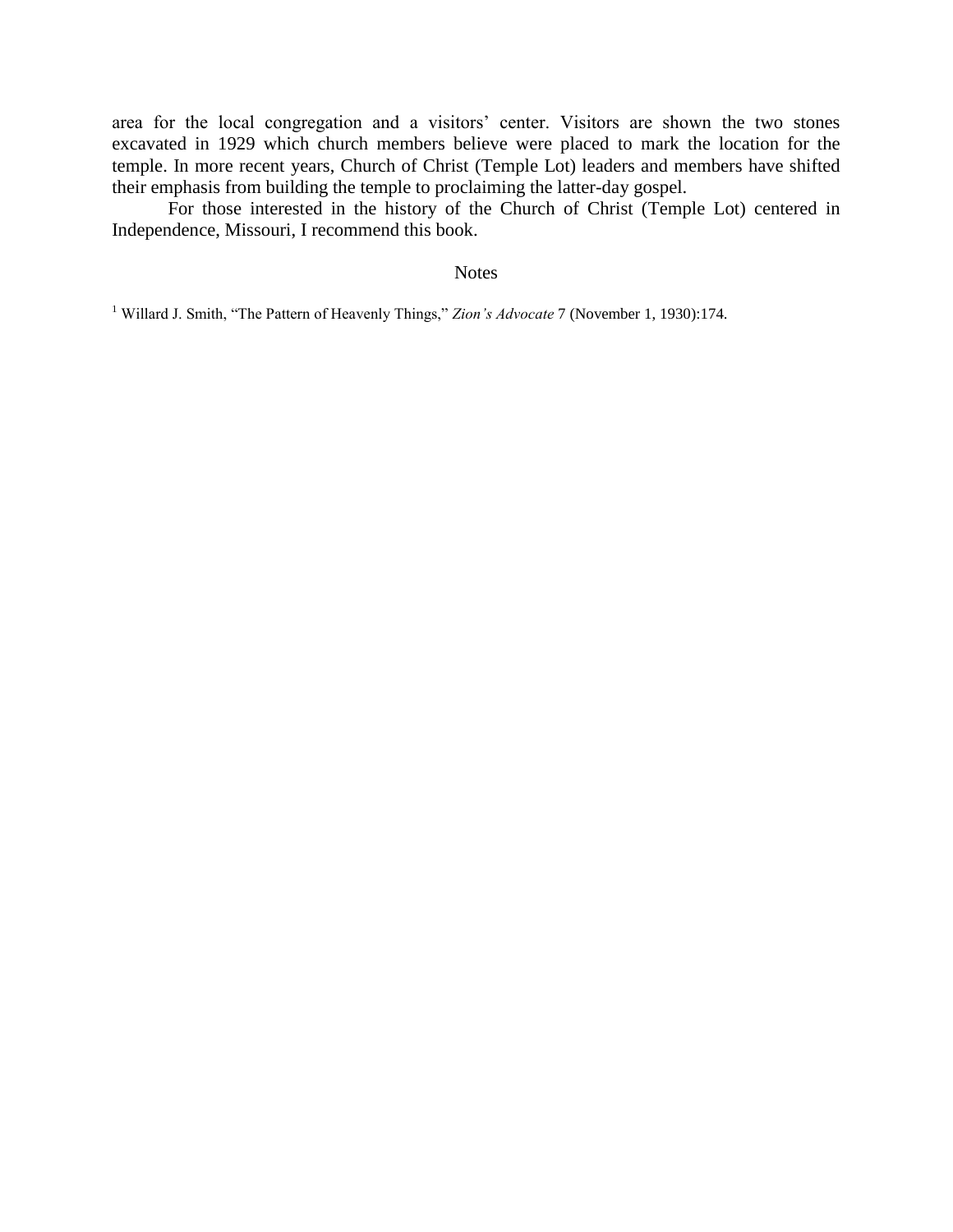area for the local congregation and a visitors' center. Visitors are shown the two stones excavated in 1929 which church members believe were placed to mark the location for the temple. In more recent years, Church of Christ (Temple Lot) leaders and members have shifted their emphasis from building the temple to proclaiming the latter-day gospel.

For those interested in the history of the Church of Christ (Temple Lot) centered in Independence, Missouri, I recommend this book.

## Notes

[1] Willard J. Smith, "The Pattern of Heavenly Things," *Zion's Advocate* 7 (November 1, 1930):174.